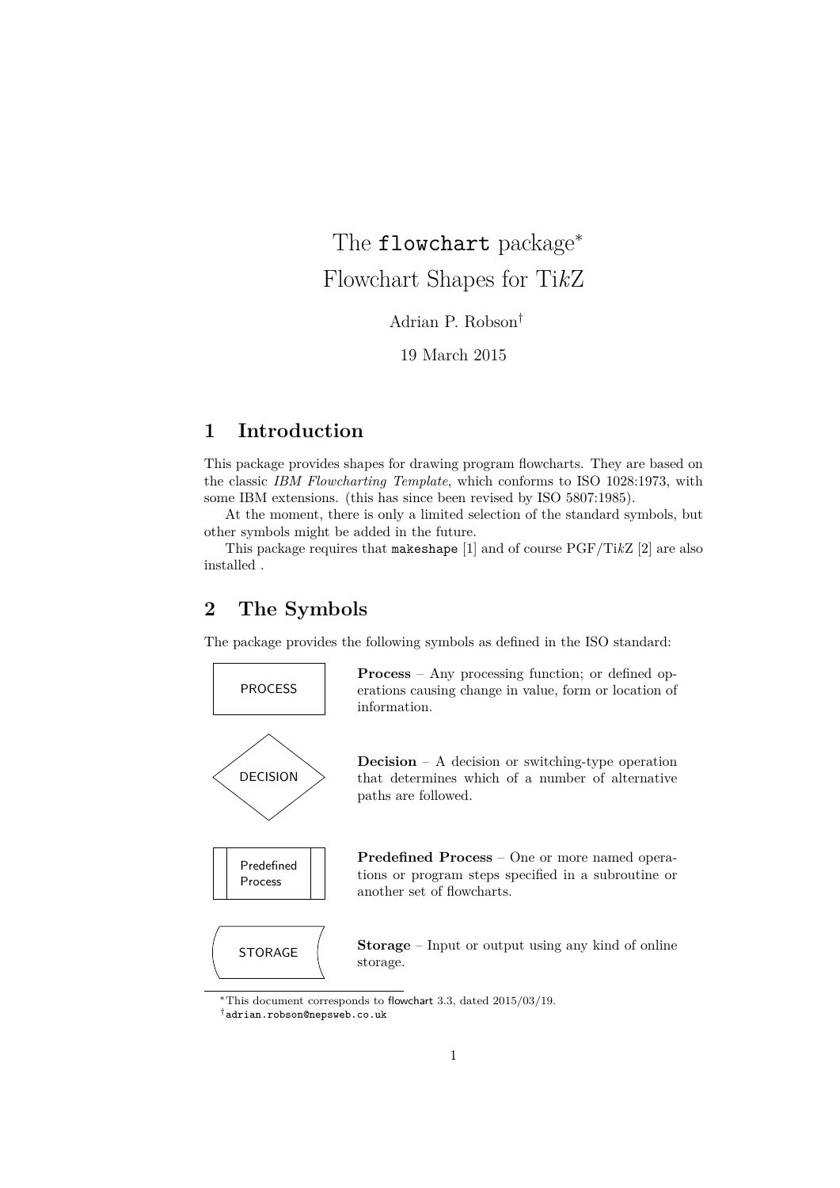# The `flowchart` package[*] Flowchart Shapes for TikZ

Adrian P. Robson[†]

19 March 2015

## 1 Introduction

This package provides shapes for drawing program flowcharts. They are based on the classic *IBM Flowcharting Template*, which conforms to ISO 1028:1973, with some IBM extensions. (this has since been revised by ISO 5807:1985).

At the moment, there is only a limited selection of the standard symbols, but other symbols might be added in the future.

This package requires that `makeshape` [1] and of course PGF/TikZ [2] are also installed .

## 2 The Symbols

The package provides the following symbols as defined in the ISO standard:

PROCESS

**Process** – Any processing function; or defined operations causing change in value, form or location of information.

DECISION

**Decision** – A decision or switching-type operation that determines which of a number of alternative paths are followed.

Predefined Process

**Predefined Process** – One or more named operations or program steps specified in a subroutine or another set of flowcharts.

STORAGE

**Storage** – Input or output using any kind of online storage.

[*]This document corresponds to flowchart 3.3, dated 2015/03/19.

[†]`adrian.robson@nepsweb.co.uk`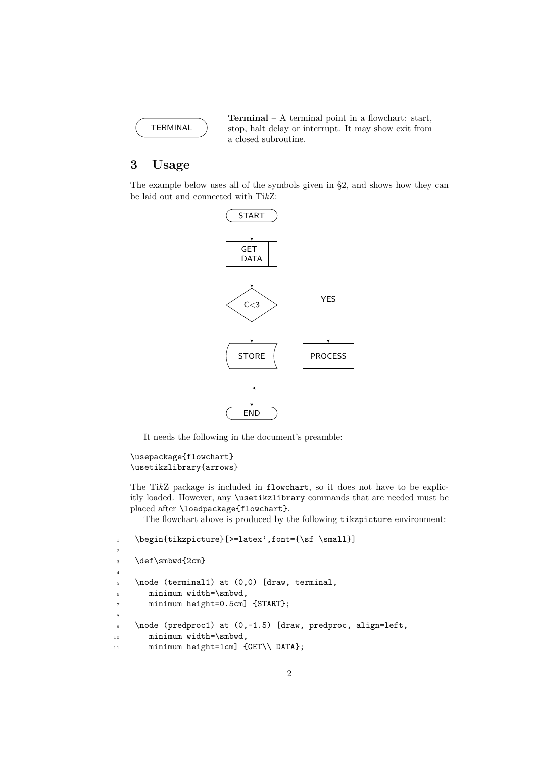TERMINAL

**Terminal** – A terminal point in a flowchart: start, stop, halt delay or interrupt. It may show exit from a closed subroutine.

## 3 Usage

The example below uses all of the symbols given in §2, and shows how they can be laid out and connected with Ti*k*Z:

START

GET DATA

C<3

YES

STORE

PROCESS

END

It needs the following in the document's preamble:

```
\usepackage{flowchart}
\usetikzlibrary{arrows}
```

The Ti*k*Z package is included in `flowchart`, so it does not have to be explicitly loaded. However, any `\usetikzlibrary` commands that are needed must be placed after `\loadpackage{flowchart}`.

The flowchart above is produced by the following `tikzpicture` environment:

```
1  \begin{tikzpicture}[>=latex',font={\sf \small}]
2
3  \def\smbwd{2cm}
4
5  \node (terminal1) at (0,0) [draw, terminal,
6     minimum width=\smbwd,
7     minimum height=0.5cm] {START};
8
9  \node (predproc1) at (0,-1.5) [draw, predproc, align=left,
10    minimum width=\smbwd,
11    minimum height=1cm] {GET\\ DATA};
```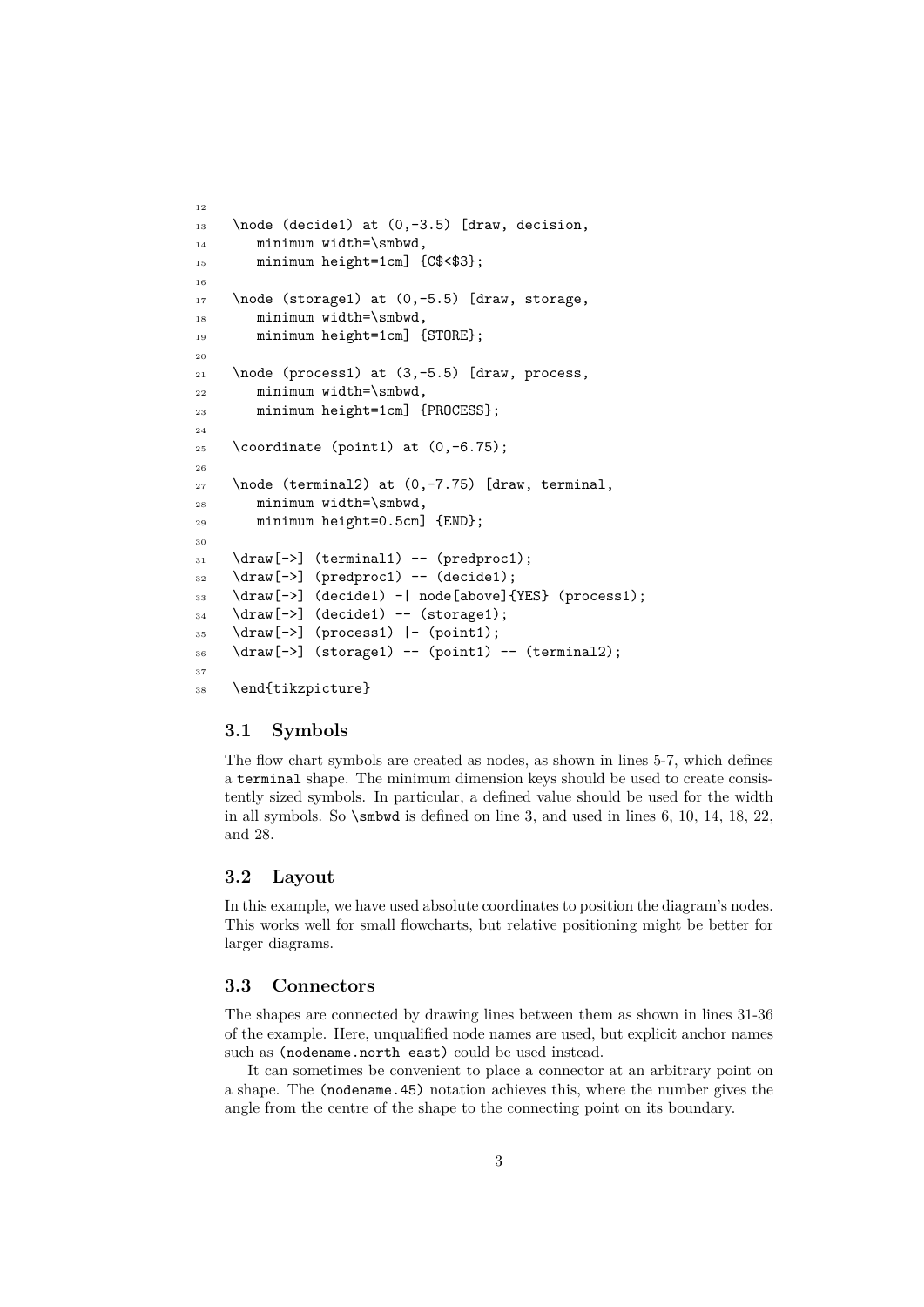```
12
13  \node (decide1) at (0,-3.5) [draw, decision,
14     minimum width=\smbwd,
15     minimum height=1cm] {C$<$3};
16
17  \node (storage1) at (0,-5.5) [draw, storage,
18     minimum width=\smbwd,
19     minimum height=1cm] {STORE};
20
21  \node (process1) at (3,-5.5) [draw, process,
22     minimum width=\smbwd,
23     minimum height=1cm] {PROCESS};
24
25  \coordinate (point1) at (0,-6.75);
26
27  \node (terminal2) at (0,-7.75) [draw, terminal,
28     minimum width=\smbwd,
29     minimum height=0.5cm] {END};
30
31  \draw[->] (terminal1) -- (predproc1);
32  \draw[->] (predproc1) -- (decide1);
33  \draw[->] (decide1) -| node[above]{YES} (process1);
34  \draw[->] (decide1) -- (storage1);
35  \draw[->] (process1) |- (point1);
36  \draw[->] (storage1) -- (point1) -- (terminal2);
37
38  \end{tikzpicture}
```

### 3.1 Symbols

The flow chart symbols are created as nodes, as shown in lines 5-7, which defines a `terminal` shape. The minimum dimension keys should be used to create consistently sized symbols. In particular, a defined value should be used for the width in all symbols. So `\smbwd` is defined on line 3, and used in lines 6, 10, 14, 18, 22, and 28.

### 3.2 Layout

In this example, we have used absolute coordinates to position the diagram's nodes. This works well for small flowcharts, but relative positioning might be better for larger diagrams.

### 3.3 Connectors

The shapes are connected by drawing lines between them as shown in lines 31-36 of the example. Here, unqualified node names are used, but explicit anchor names such as `(nodename.north east)` could be used instead.

It can sometimes be convenient to place a connector at an arbitrary point on a shape. The `(nodename.45)` notation achieves this, where the number gives the angle from the centre of the shape to the connecting point on its boundary.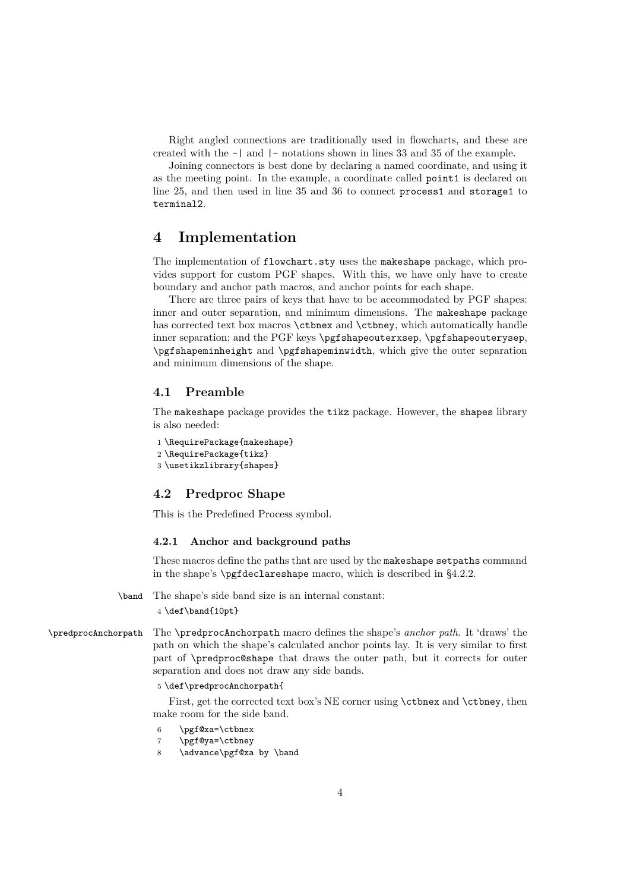Right angled connections are traditionally used in flowcharts, and these are created with the `-|` and `|-` notations shown in lines 33 and 35 of the example.

Joining connectors is best done by declaring a named coordinate, and using it as the meeting point. In the example, a coordinate called `point1` is declared on line 25, and then used in line 35 and 36 to connect `process1` and `storage1` to `terminal2`.

# 4 Implementation

The implementation of `flowchart.sty` uses the `makeshape` package, which provides support for custom PGF shapes. With this, we have only have to create boundary and anchor path macros, and anchor points for each shape.

There are three pairs of keys that have to be accommodated by PGF shapes: inner and outer separation, and minimum dimensions. The `makeshape` package has corrected text box macros `\ctbnex` and `\ctbney`, which automatically handle inner separation; and the PGF keys `\pgfshapeouterxsep`, `\pgfshapeouterysep`, `\pgfshapeminheight` and `\pgfshapeminwidth`, which give the outer separation and minimum dimensions of the shape.

## 4.1 Preamble

The `makeshape` package provides the `tikz` package. However, the `shapes` library is also needed:

```
1 \RequirePackage{makeshape}
2 \RequirePackage{tikz}
3 \usetikzlibrary{shapes}
```

## 4.2 Predproc Shape

This is the Predefined Process symbol.

### 4.2.1 Anchor and background paths

These macros define the paths that are used by the `makeshape` `setpaths` command in the shape's `\pgfdeclareshape` macro, which is described in §4.2.2.

`\band` The shape's side band size is an internal constant:

```
4 \def\band{10pt}
```

`\predprocAnchorpath` The `\predprocAnchorpath` macro defines the shape's *anchor path*. It 'draws' the path on which the shape's calculated anchor points lay. It is very similar to first part of `\predproc@shape` that draws the outer path, but it corrects for outer separation and does not draw any side bands.

```
5 \def\predprocAnchorpath{
```

First, get the corrected text box's NE corner using `\ctbnex` and `\ctbney`, then make room for the side band.

```
6    \pgf@xa=\ctbnex
7    \pgf@ya=\ctbney
8    \advance\pgf@xa by \band
```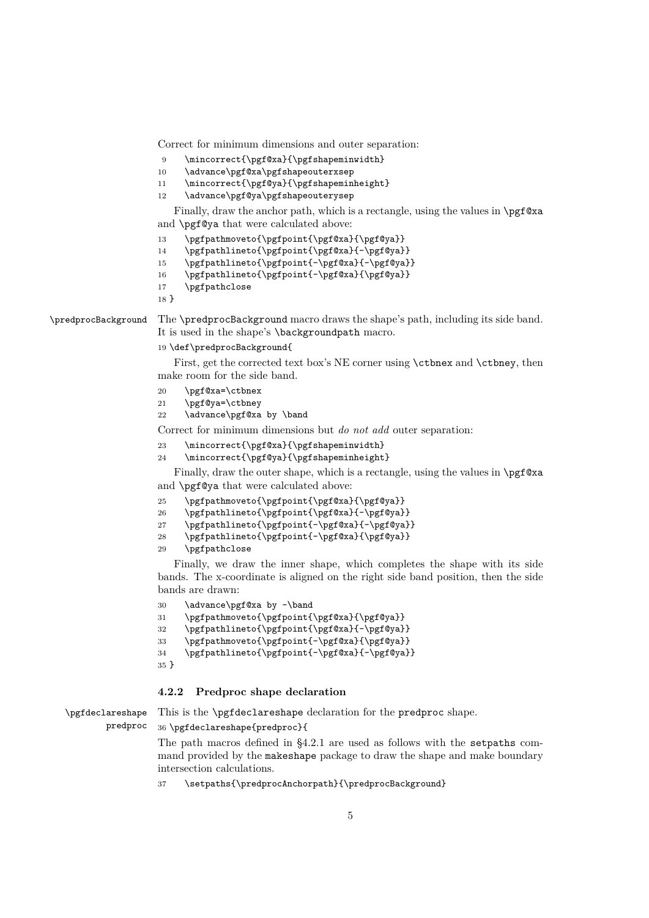Correct for minimum dimensions and outer separation:

```
9     \mincorrect{\pgf@xa}{\pgfshapeminwidth}
10    \advance\pgf@xa\pgfshapeouterxsep
11    \mincorrect{\pgf@ya}{\pgfshapeminheight}
12    \advance\pgf@ya\pgfshapeouterysep
```

Finally, draw the anchor path, which is a rectangle, using the values in `\pgf@xa` and `\pgf@ya` that were calculated above:

```
13    \pgfpathmoveto{\pgfpoint{\pgf@xa}{\pgf@ya}}
14    \pgfpathlineto{\pgfpoint{\pgf@xa}{-\pgf@ya}}
15    \pgfpathlineto{\pgfpoint{-\pgf@xa}{-\pgf@ya}}
16    \pgfpathlineto{\pgfpoint{-\pgf@xa}{\pgf@ya}}
17    \pgfpathclose
18 }
```

`\predprocBackground` The `\predprocBackground` macro draws the shape's path, including its side band. It is used in the shape's `\backgroundpath` macro.

```
19 \def\predprocBackground{
```

First, get the corrected text box's NE corner using `\ctbnex` and `\ctbney`, then make room for the side band.

```
20    \pgf@xa=\ctbnex
21    \pgf@ya=\ctbney
22    \advance\pgf@xa by \band
```

Correct for minimum dimensions but *do not add* outer separation:

```
23    \mincorrect{\pgf@xa}{\pgfshapeminwidth}
24    \mincorrect{\pgf@ya}{\pgfshapeminheight}
```

Finally, draw the outer shape, which is a rectangle, using the values in `\pgf@xa` and `\pgf@ya` that were calculated above:

```
25    \pgfpathmoveto{\pgfpoint{\pgf@xa}{\pgf@ya}}
26    \pgfpathlineto{\pgfpoint{\pgf@xa}{-\pgf@ya}}
27    \pgfpathlineto{\pgfpoint{-\pgf@xa}{-\pgf@ya}}
28    \pgfpathlineto{\pgfpoint{-\pgf@xa}{\pgf@ya}}
29    \pgfpathclose
```

Finally, we draw the inner shape, which completes the shape with its side bands. The x-coordinate is aligned on the right side band position, then the side bands are drawn:

```
30    \advance\pgf@xa by -\band
31    \pgfpathmoveto{\pgfpoint{\pgf@xa}{\pgf@ya}}
32    \pgfpathlineto{\pgfpoint{\pgf@xa}{-\pgf@ya}}
33    \pgfpathmoveto{\pgfpoint{-\pgf@xa}{\pgf@ya}}
34    \pgfpathlineto{\pgfpoint{-\pgf@xa}{-\pgf@ya}}
35 }
```

### 4.2.2 Predproc shape declaration

`\pgfdeclareshape predproc` This is the `\pgfdeclareshape` declaration for the `predproc` shape.

```
36 \pgfdeclareshape{predproc}{
```

The path macros defined in §4.2.1 are used as follows with the `setpaths` command provided by the `makeshape` package to draw the shape and make boundary intersection calculations.

```
37    \setpaths{\predprocAnchorpath}{\predprocBackground}
```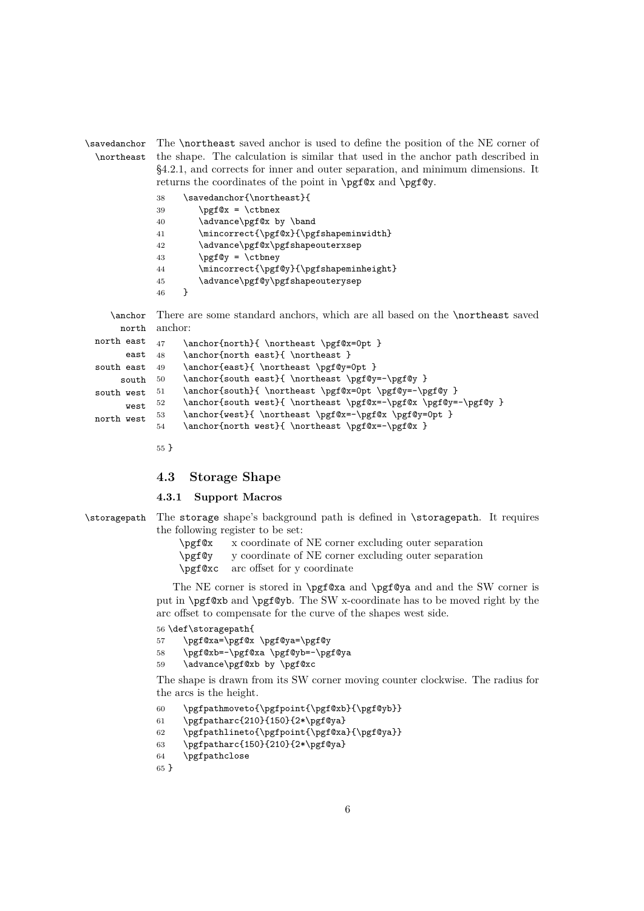\savedanchor \northeast

The `\northeast` saved anchor is used to define the position of the NE corner of the shape. The calculation is similar that used in the anchor path described in §4.2.1, and corrects for inner and outer separation, and minimum dimensions. It returns the coordinates of the point in `\pgf@x` and `\pgf@y`.

```
38    \savedanchor{\northeast}{
39       \pgf@x = \ctbnex
40       \advance\pgf@x by \band
41       \mincorrect{\pgf@x}{\pgfshapeminwidth}
42       \advance\pgf@x\pgfshapeouterxsep
43       \pgf@y = \ctbney
44       \mincorrect{\pgf@y}{\pgfshapeminheight}
45       \advance\pgf@y\pgfshapeouterysep
46    }
```

\anchor north, north east, east, south east, south, south west, west, north west

There are some standard anchors, which are all based on the `\northeast` saved anchor:

```
47    \anchor{north}{ \northeast \pgf@x=0pt }
48    \anchor{north east}{ \northeast }
49    \anchor{east}{ \northeast \pgf@y=0pt }
50    \anchor{south east}{ \northeast \pgf@y=-\pgf@y }
51    \anchor{south}{ \northeast \pgf@x=0pt \pgf@y=-\pgf@y }
52    \anchor{south west}{ \northeast \pgf@x=-\pgf@x \pgf@y=-\pgf@y }
53    \anchor{west}{ \northeast \pgf@x=-\pgf@x \pgf@y=0pt }
54    \anchor{north west}{ \northeast \pgf@x=-\pgf@x }

55 }
```

## 4.3 Storage Shape

### 4.3.1 Support Macros

\storagepath

The `storage` shape's background path is defined in `\storagepath`. It requires the following register to be set:

| | |
|---|---|
| `\pgf@x` | x coordinate of NE corner excluding outer separation |
| `\pgf@y` | y coordinate of NE corner excluding outer separation |
| `\pgf@xc` | arc offset for y coordinate |

The NE corner is stored in `\pgf@xa` and `\pgf@ya` and and the SW corner is put in `\pgf@xb` and `\pgf@yb`. The SW x-coordinate has to be moved right by the arc offset to compensate for the curve of the shapes west side.

```
56 \def\storagepath{
57    \pgf@xa=\pgf@x \pgf@ya=\pgf@y
58    \pgf@xb=-\pgf@xa \pgf@yb=-\pgf@ya
59    \advance\pgf@xb by \pgf@xc
```

The shape is drawn from its SW corner moving counter clockwise. The radius for the arcs is the height.

```
60    \pgfpathmoveto{\pgfpoint{\pgf@xb}{\pgf@yb}}
61    \pgfpatharc{210}{150}{2*\pgf@ya}
62    \pgfpathlineto{\pgfpoint{\pgf@xa}{\pgf@ya}}
63    \pgfpatharc{150}{210}{2*\pgf@ya}
64    \pgfpathclose
65 }
```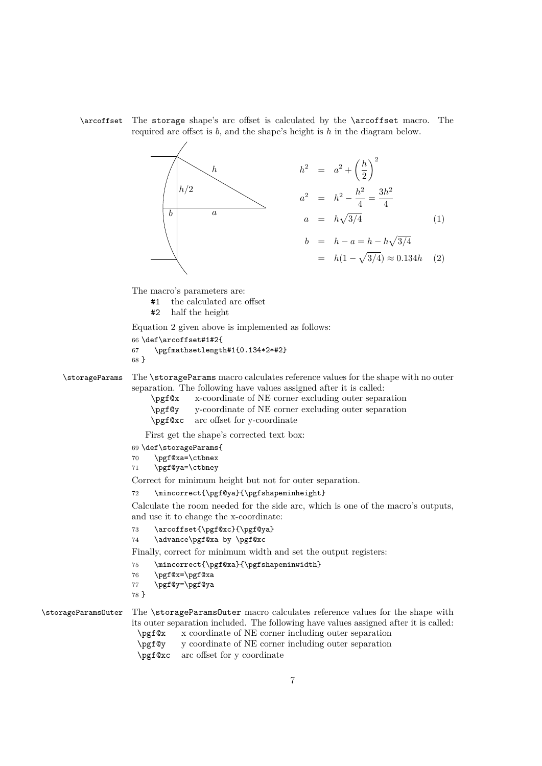**\arcoffset** The `storage` shape's arc offset is calculated by the `\arcoffset` macro. The required arc offset is $b$, and the shape's height is $h$ in the diagram below.

$$
\begin{aligned}
h^2 &= a^2 + \left(\frac{h}{2}\right)^2 \\
a^2 &= h^2 - \frac{h^2}{4} = \frac{3h^2}{4} \\
a &= h\sqrt{3/4} \qquad (1) \\
b &= h - a = h - h\sqrt{3/4} \\
&= h(1 - \sqrt{3/4}) \approx 0.134h \qquad (2)
\end{aligned}
$$

The macro's parameters are:

- `#1` the calculated arc offset
- `#2` half the height

Equation 2 given above is implemented as follows:

```
66 \def\arcoffset#1#2{
67   \pgfmathsetlength#1{0.134*2*#2}
68 }
```

**\storageParams** The `\storageParams` macro calculates reference values for the shape with no outer separation. The following have values assigned after it is called:

- `\pgf@x` x-coordinate of NE corner excluding outer separation
- `\pgf@y` y-coordinate of NE corner excluding outer separation
- `\pgf@xc` arc offset for y-coordinate

First get the shape's corrected text box:

```
69 \def\storageParams{
70   \pgf@xa=\ctbnex
71   \pgf@ya=\ctbney
```

Correct for minimum height but not for outer separation.

```
72   \mincorrect{\pgf@ya}{\pgfshapeminheight}
```

Calculate the room needed for the side arc, which is one of the macro's outputs, and use it to change the x-coordinate:

```
73   \arcoffset{\pgf@xc}{\pgf@ya}
74   \advance\pgf@xa by \pgf@xc
```

Finally, correct for minimum width and set the output registers:

```
75   \mincorrect{\pgf@xa}{\pgfshapeminwidth}
76   \pgf@x=\pgf@xa
77   \pgf@y=\pgf@ya
78 }
```

**\storageParamsOuter** The `\storageParamsOuter` macro calculates reference values for the shape with its outer separation included. The following have values assigned after it is called:

- `\pgf@x` x coordinate of NE corner including outer separation
- `\pgf@y` y coordinate of NE corner including outer separation
- `\pgf@xc` arc offset for y coordinate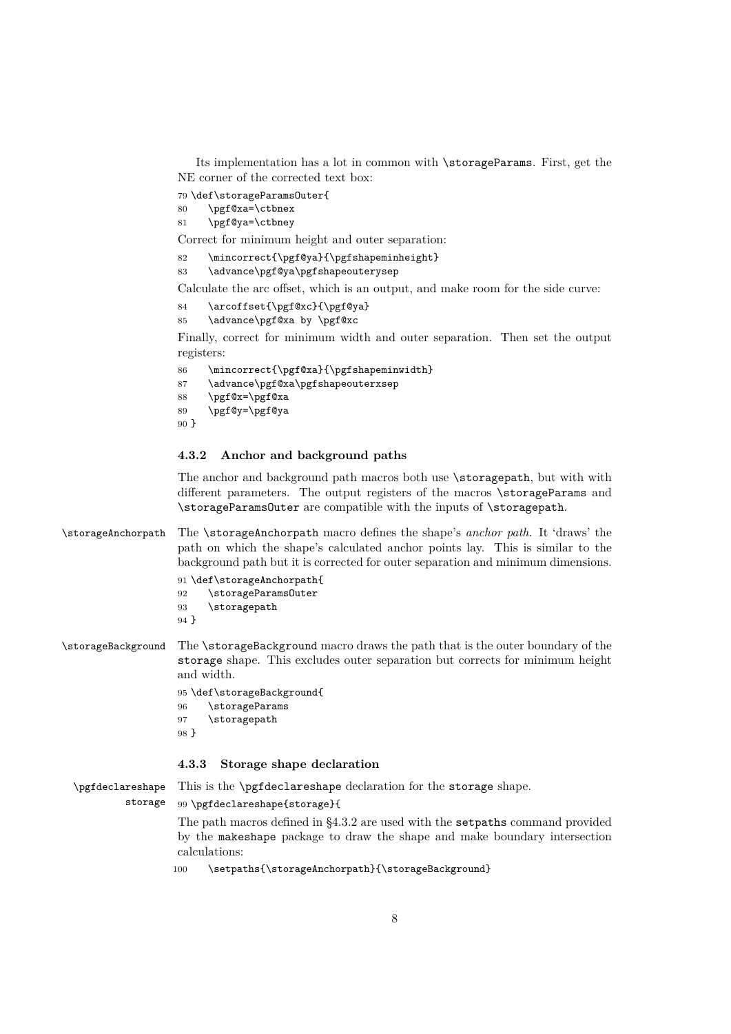Its implementation has a lot in common with \storageParams. First, get the NE corner of the corrected text box:

```
79 \def\storageParamsOuter{
80     \pgf@xa=\ctbnex
81     \pgf@ya=\ctbney
```

Correct for minimum height and outer separation:

```
82     \mincorrect{\pgf@ya}{\pgfshapeminheight}
83     \advance\pgf@ya\pgfshapeouterysep
```

Calculate the arc offset, which is an output, and make room for the side curve:

```
84     \arcoffset{\pgf@xc}{\pgf@ya}
85     \advance\pgf@xa by \pgf@xc
```

Finally, correct for minimum width and outer separation. Then set the output registers:

```
86     \mincorrect{\pgf@xa}{\pgfshapeminwidth}
87     \advance\pgf@xa\pgfshapeouterxsep
88     \pgf@x=\pgf@xa
89     \pgf@y=\pgf@ya
90 }
```

### 4.3.2 Anchor and background paths

The anchor and background path macros both use \storagepath, but with with different parameters. The output registers of the macros \storageParams and \storageParamsOuter are compatible with the inputs of \storagepath.

\storageAnchorpath The \storageAnchorpath macro defines the shape's *anchor path*. It 'draws' the path on which the shape's calculated anchor points lay. This is similar to the background path but it is corrected for outer separation and minimum dimensions.

```
91 \def\storageAnchorpath{
92     \storageParamsOuter
93     \storagepath
94 }
```

\storageBackground The \storageBackground macro draws the path that is the outer boundary of the storage shape. This excludes outer separation but corrects for minimum height and width.

```
95 \def\storageBackground{
96     \storageParams
97     \storagepath
98 }
```

### 4.3.3 Storage shape declaration

\pgfdeclareshape storage This is the \pgfdeclareshape declaration for the storage shape.

```
99 \pgfdeclareshape{storage}{
```

The path macros defined in §4.3.2 are used with the setpaths command provided by the makeshape package to draw the shape and make boundary intersection calculations:

```
100     \setpaths{\storageAnchorpath}{\storageBackground}
```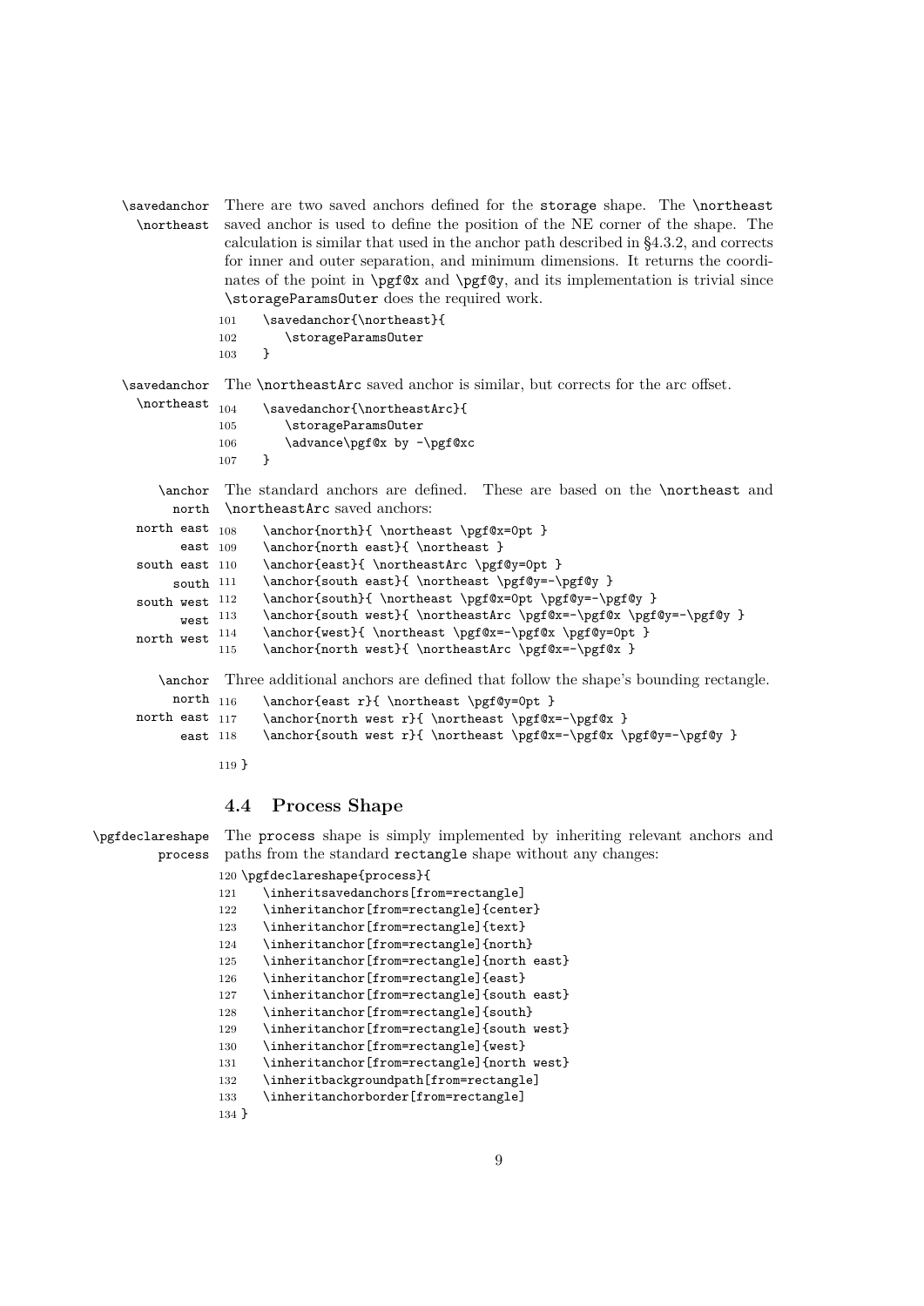\savedanchor \northeast

There are two saved anchors defined for the storage shape. The `\northeast` saved anchor is used to define the position of the NE corner of the shape. The calculation is similar that used in the anchor path described in §4.3.2, and corrects for inner and outer separation, and minimum dimensions. It returns the coordinates of the point in `\pgf@x` and `\pgf@y`, and its implementation is trivial since `\storageParamsOuter` does the required work.

```
101     \savedanchor{\northeast}{
102        \storageParamsOuter
103     }
```

\savedanchor \northeast

The `\northeastArc` saved anchor is similar, but corrects for the arc offset.

```
104     \savedanchor{\northeastArc}{
105        \storageParamsOuter
106        \advance\pgf@x by -\pgf@xc
107     }
```

\anchor north north east east south east south south west west north west

The standard anchors are defined. These are based on the `\northeast` and `\northeastArc` saved anchors:

```
108     \anchor{north}{ \northeast \pgf@x=0pt }
109     \anchor{north east}{ \northeast }
110     \anchor{east}{ \northeastArc \pgf@y=0pt }
111     \anchor{south east}{ \northeast \pgf@y=-\pgf@y }
112     \anchor{south}{ \northeast \pgf@x=0pt \pgf@y=-\pgf@y }
113     \anchor{south west}{ \northeastArc \pgf@x=-\pgf@x \pgf@y=-\pgf@y }
114     \anchor{west}{ \northeast \pgf@x=-\pgf@x \pgf@y=0pt }
115     \anchor{north west}{ \northeastArc \pgf@x=-\pgf@x }
```

\anchor north north east east

Three additional anchors are defined that follow the shape's bounding rectangle.

```
116     \anchor{east r}{ \northeast \pgf@y=0pt }
117     \anchor{north west r}{ \northeast \pgf@x=-\pgf@x }
118     \anchor{south west r}{ \northeast \pgf@x=-\pgf@x \pgf@y=-\pgf@y }

119 }
```

## 4.4 Process Shape

\pgfdeclareshape process

The process shape is simply implemented by inheriting relevant anchors and paths from the standard rectangle shape without any changes:

```
120 \pgfdeclareshape{process}{
121     \inheritsavedanchors[from=rectangle]
122     \inheritanchor[from=rectangle]{center}
123     \inheritanchor[from=rectangle]{text}
124     \inheritanchor[from=rectangle]{north}
125     \inheritanchor[from=rectangle]{north east}
126     \inheritanchor[from=rectangle]{east}
127     \inheritanchor[from=rectangle]{south east}
128     \inheritanchor[from=rectangle]{south}
129     \inheritanchor[from=rectangle]{south west}
130     \inheritanchor[from=rectangle]{west}
131     \inheritanchor[from=rectangle]{north west}
132     \inheritbackgroundpath[from=rectangle]
133     \inheritanchorborder[from=rectangle]
134 }
```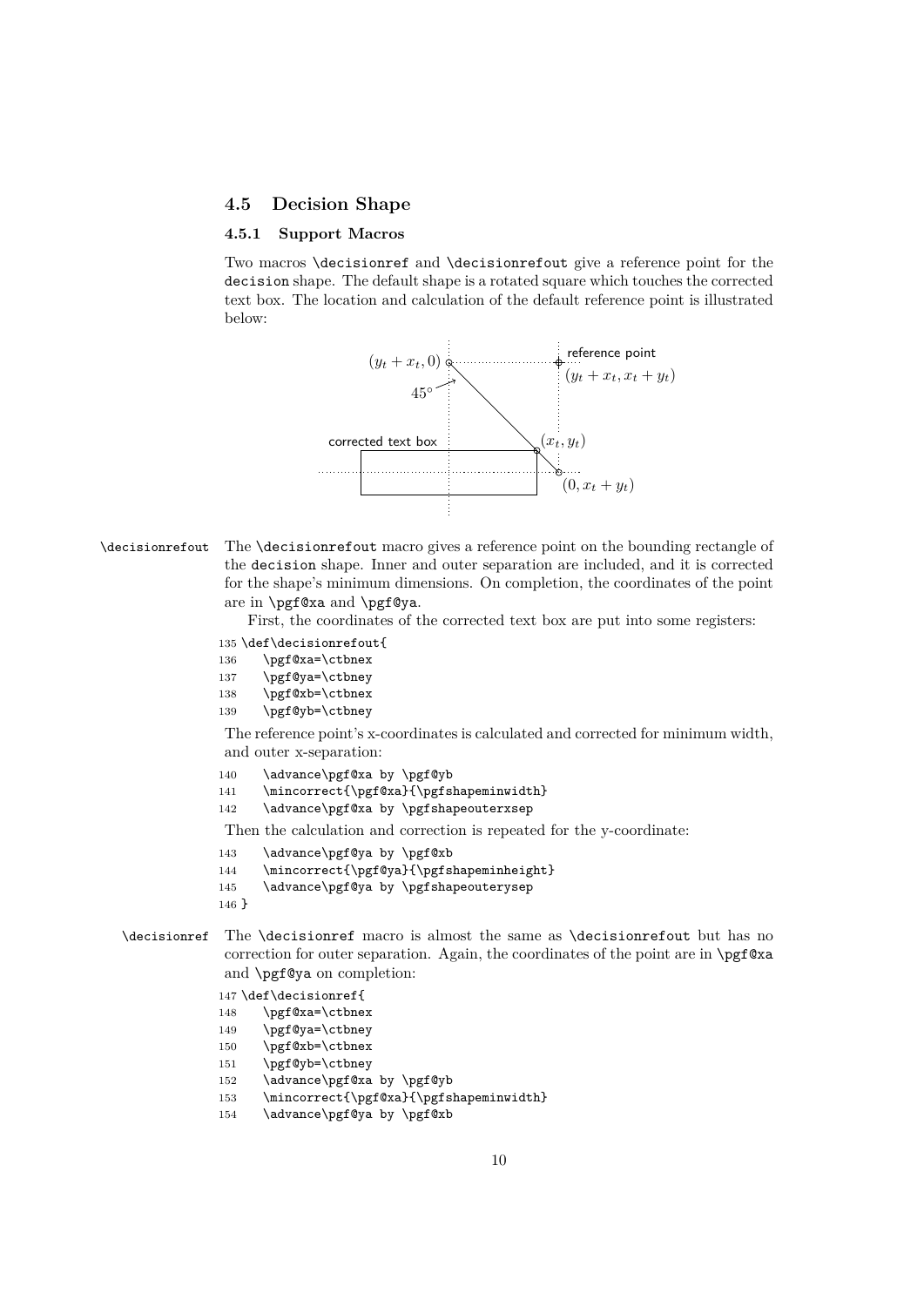## 4.5 Decision Shape

### 4.5.1 Support Macros

Two macros `\decisionref` and `\decisionrefout` give a reference point for the `decision` shape. The default shape is a rotated square which touches the corrected text box. The location and calculation of the default reference point is illustrated below:

$(y_t + x_t, 0)$ — reference point $(y_t + x_t, x_t + y_t)$ — $45^\circ$ — corrected text box — $(x_t, y_t)$ — $(0, x_t + y_t)$

`\decisionrefout` The `\decisionrefout` macro gives a reference point on the bounding rectangle of the `decision` shape. Inner and outer separation are included, and it is corrected for the shape's minimum dimensions. On completion, the coordinates of the point are in `\pgf@xa` and `\pgf@ya`.

First, the coordinates of the corrected text box are put into some registers:

```
135 \def\decisionrefout{
136     \pgf@xa=\ctbnex
137     \pgf@ya=\ctbney
138     \pgf@xb=\ctbnex
139     \pgf@yb=\ctbney
```

The reference point's x-coordinates is calculated and corrected for minimum width, and outer x-separation:

```
140     \advance\pgf@xa by \pgf@yb
141     \mincorrect{\pgf@xa}{\pgfshapeminwidth}
142     \advance\pgf@xa by \pgfshapeouterxsep
```

Then the calculation and correction is repeated for the y-coordinate:

```
143     \advance\pgf@ya by \pgf@xb
144     \mincorrect{\pgf@ya}{\pgfshapeminheight}
145     \advance\pgf@ya by \pgfshapeouterysep
146 }
```

`\decisionref` The `\decisionref` macro is almost the same as `\decisionrefout` but has no correction for outer separation. Again, the coordinates of the point are in `\pgf@xa` and `\pgf@ya` on completion:

```
147 \def\decisionref{
148     \pgf@xa=\ctbnex
149     \pgf@ya=\ctbney
150     \pgf@xb=\ctbnex
151     \pgf@yb=\ctbney
152     \advance\pgf@xa by \pgf@yb
153     \mincorrect{\pgf@xa}{\pgfshapeminwidth}
154     \advance\pgf@ya by \pgf@xb
```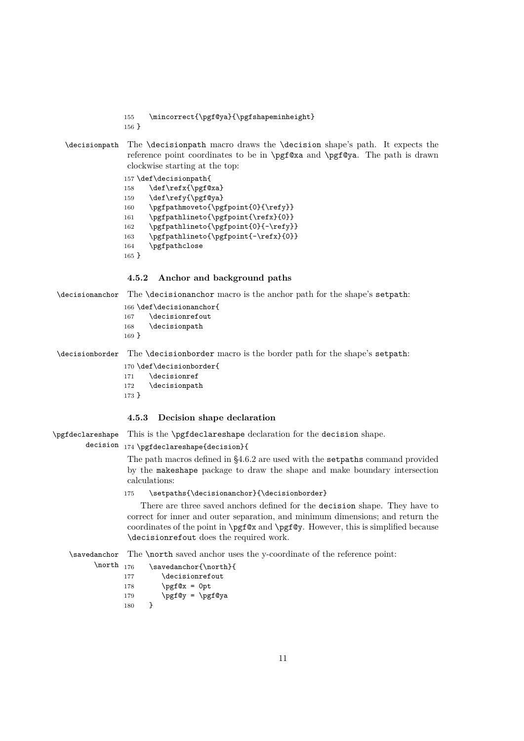```
155    \mincorrect{\pgf@ya}{\pgfshapeminheight}
156 }
```

`\decisionpath` The `\decisionpath` macro draws the `\decision` shape's path. It expects the reference point coordinates to be in `\pgf@xa` and `\pgf@ya`. The path is drawn clockwise starting at the top:

```
157 \def\decisionpath{
158    \def\refx{\pgf@xa}
159    \def\refy{\pgf@ya}
160    \pgfpathmoveto{\pgfpoint{0}{\refy}}
161    \pgfpathlineto{\pgfpoint{\refx}{0}}
162    \pgfpathlineto{\pgfpoint{0}{-\refy}}
163    \pgfpathlineto{\pgfpoint{-\refx}{0}}
164    \pgfpathclose
165 }
```

### 4.5.2 Anchor and background paths

`\decisionanchor` The `\decisionanchor` macro is the anchor path for the shape's `setpath`:

```
166 \def\decisionanchor{
167    \decisionrefout
168    \decisionpath
169 }
```

`\decisionborder` The `\decisionborder` macro is the border path for the shape's `setpath`:

```
170 \def\decisionborder{
171    \decisionref
172    \decisionpath
173 }
```

### 4.5.3 Decision shape declaration

`\pgfdeclareshape` `decision` This is the `\pgfdeclareshape` declaration for the `decision` shape.

```
174 \pgfdeclareshape{decision}{
```

The path macros defined in §4.6.2 are used with the `setpaths` command provided by the `makeshape` package to draw the shape and make boundary intersection calculations:

```
175    \setpaths{\decisionanchor}{\decisionborder}
```

There are three saved anchors defined for the `decision` shape. They have to correct for inner and outer separation, and minimum dimensions; and return the coordinates of the point in `\pgf@x` and `\pgf@y`. However, this is simplified because `\decisionrefout` does the required work.

`\savedanchor` `\north` The `\north` saved anchor uses the y-coordinate of the reference point:

```
176    \savedanchor{\north}{
177       \decisionrefout
178       \pgf@x = 0pt
179       \pgf@y = \pgf@ya
180    }
```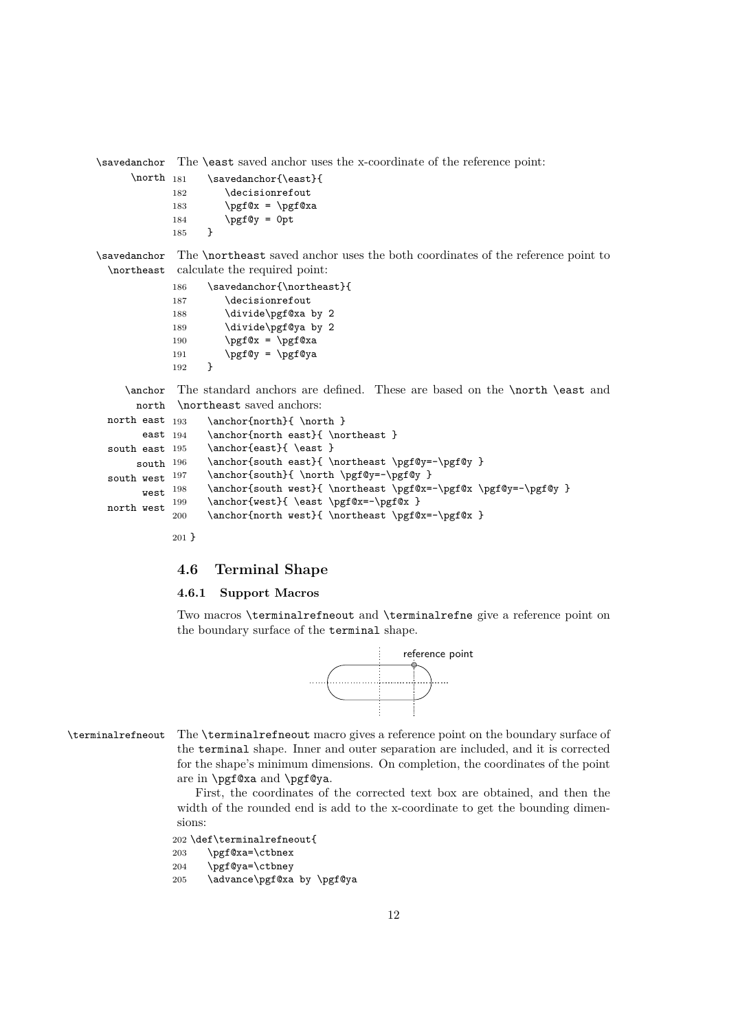\savedanchor \north

The `\east` saved anchor uses the x-coordinate of the reference point:

```
181     \savedanchor{\east}{
182         \decisionrefout
183         \pgf@x = \pgf@xa
184         \pgf@y = 0pt
185     }
```

\savedanchor \northeast

The `\northeast` saved anchor uses the both coordinates of the reference point to calculate the required point:

```
186     \savedanchor{\northeast}{
187         \decisionrefout
188         \divide\pgf@xa by 2
189         \divide\pgf@ya by 2
190         \pgf@x = \pgf@xa
191         \pgf@y = \pgf@ya
192     }
```

\anchor north, north east, east, south east, south, south west, west, north west

The standard anchors are defined. These are based on the `\north` `\east` and `\northeast` saved anchors:

```
193     \anchor{north}{ \north }
194     \anchor{north east}{ \northeast }
195     \anchor{east}{ \east }
196     \anchor{south east}{ \northeast \pgf@y=-\pgf@y }
197     \anchor{south}{ \north \pgf@y=-\pgf@y }
198     \anchor{south west}{ \northeast \pgf@x=-\pgf@x \pgf@y=-\pgf@y }
199     \anchor{west}{ \east \pgf@x=-\pgf@x }
200     \anchor{north west}{ \northeast \pgf@x=-\pgf@x }
201 }
```

## 4.6 Terminal Shape

### 4.6.1 Support Macros

Two macros `\terminalrefneout` and `\terminalrefne` give a reference point on the boundary surface of the `terminal` shape.

reference point

\terminalrefneout

The `\terminalrefneout` macro gives a reference point on the boundary surface of the `terminal` shape. Inner and outer separation are included, and it is corrected for the shape's minimum dimensions. On completion, the coordinates of the point are in `\pgf@xa` and `\pgf@ya`.

First, the coordinates of the corrected text box are obtained, and then the width of the rounded end is add to the x-coordinate to get the bounding dimensions:

```
202 \def\terminalrefneout{
203     \pgf@xa=\ctbnex
204     \pgf@ya=\ctbney
205     \advance\pgf@xa by \pgf@ya
```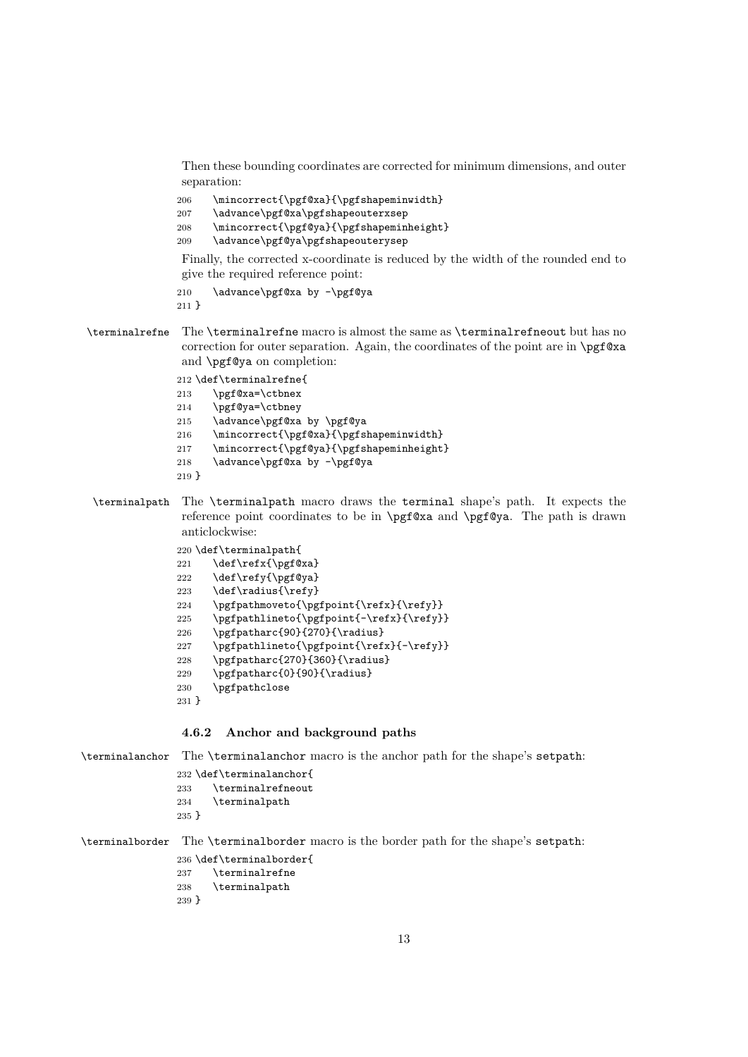Then these bounding coordinates are corrected for minimum dimensions, and outer separation:

```
206     \mincorrect{\pgf@xa}{\pgfshapeminwidth}
207     \advance\pgf@xa\pgfshapeouterxsep
208     \mincorrect{\pgf@ya}{\pgfshapeminheight}
209     \advance\pgf@ya\pgfshapeouterysep
```

Finally, the corrected x-coordinate is reduced by the width of the rounded end to give the required reference point:

```
210     \advance\pgf@xa by -\pgf@ya
211 }
```

`\terminalrefne` The `\terminalrefne` macro is almost the same as `\terminalrefneout` but has no correction for outer separation. Again, the coordinates of the point are in `\pgf@xa` and `\pgf@ya` on completion:

```
212 \def\terminalrefne{
213     \pgf@xa=\ctbnex
214     \pgf@ya=\ctbney
215     \advance\pgf@xa by \pgf@ya
216     \mincorrect{\pgf@xa}{\pgfshapeminwidth}
217     \mincorrect{\pgf@ya}{\pgfshapeminheight}
218     \advance\pgf@xa by -\pgf@ya
219 }
```

`\terminalpath` The `\terminalpath` macro draws the `terminal` shape's path. It expects the reference point coordinates to be in `\pgf@xa` and `\pgf@ya`. The path is drawn anticlockwise:

```
220 \def\terminalpath{
221     \def\refx{\pgf@xa}
222     \def\refy{\pgf@ya}
223     \def\radius{\refy}
224     \pgfpathmoveto{\pgfpoint{\refx}{\refy}}
225     \pgfpathlineto{\pgfpoint{-\refx}{\refy}}
226     \pgfpatharc{90}{270}{\radius}
227     \pgfpathlineto{\pgfpoint{\refx}{-\refy}}
228     \pgfpatharc{270}{360}{\radius}
229     \pgfpatharc{0}{90}{\radius}
230     \pgfpathclose
231 }
```

### 4.6.2 Anchor and background paths

`\terminalanchor` The `\terminalanchor` macro is the anchor path for the shape's `setpath`:

```
232 \def\terminalanchor{
233     \terminalrefneout
234     \terminalpath
235 }
```

`\terminalborder` The `\terminalborder` macro is the border path for the shape's `setpath`:

```
236 \def\terminalborder{
237     \terminalrefne
238     \terminalpath
239 }
```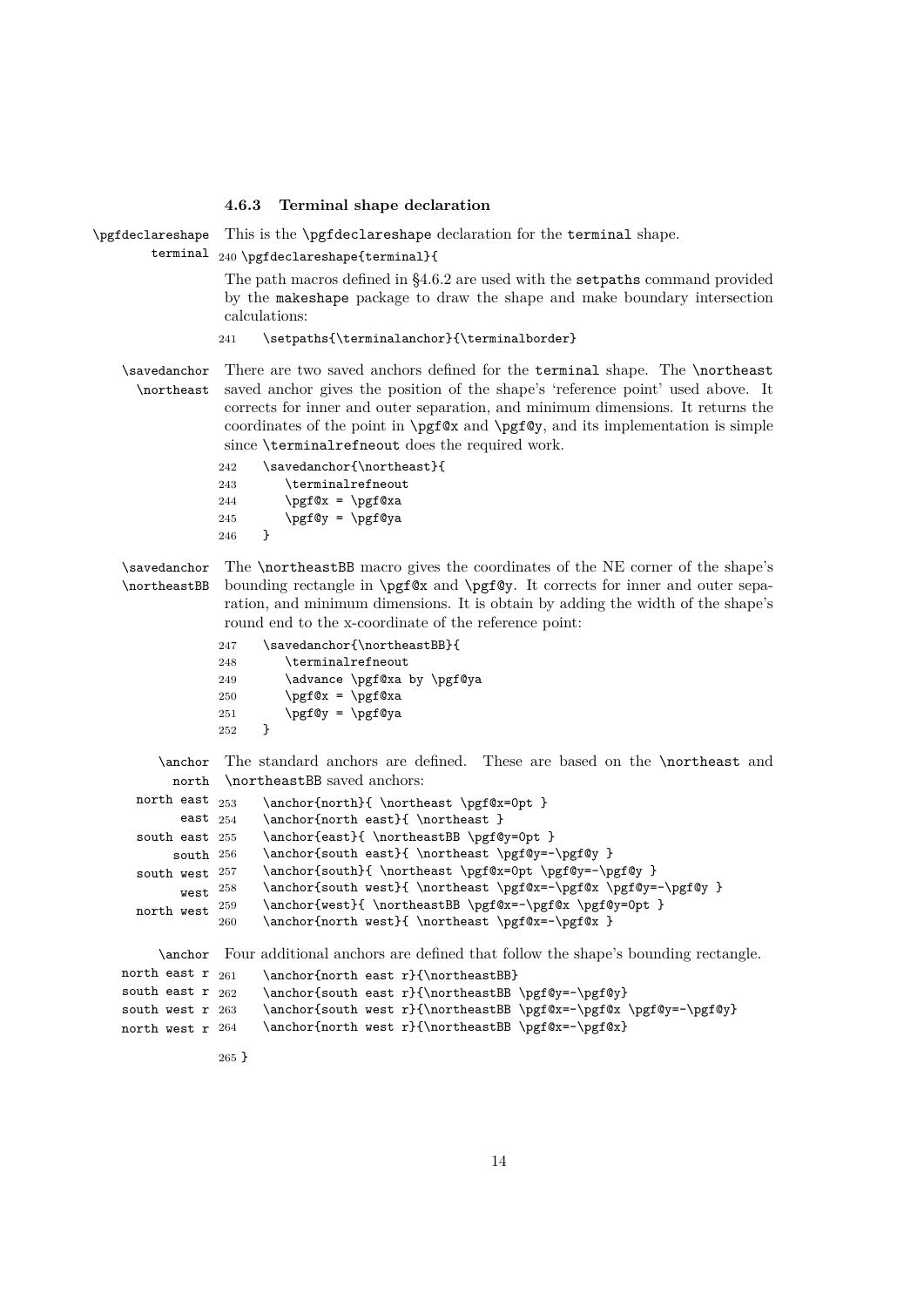### 4.6.3 Terminal shape declaration

\pgfdeclareshape terminal

This is the `\pgfdeclareshape` declaration for the `terminal` shape.

```
240 \pgfdeclareshape{terminal}{
```

The path macros defined in §4.6.2 are used with the `setpaths` command provided by the `makeshape` package to draw the shape and make boundary intersection calculations:

```
241     \setpaths{\terminalanchor}{\terminalborder}
```

\savedanchor \northeast

There are two saved anchors defined for the `terminal` shape. The `\northeast` saved anchor gives the position of the shape's 'reference point' used above. It corrects for inner and outer separation, and minimum dimensions. It returns the coordinates of the point in `\pgf@x` and `\pgf@y`, and its implementation is simple since `\terminalrefneout` does the required work.

```
242     \savedanchor{\northeast}{
243         \terminalrefneout
244         \pgf@x = \pgf@xa
245         \pgf@y = \pgf@ya
246     }
```

\savedanchor \northeastBB

The `\northeastBB` macro gives the coordinates of the NE corner of the shape's bounding rectangle in `\pgf@x` and `\pgf@y`. It corrects for inner and outer separation, and minimum dimensions. It is obtain by adding the width of the shape's round end to the x-coordinate of the reference point:

```
247     \savedanchor{\northeastBB}{
248         \terminalrefneout
249         \advance \pgf@xa by \pgf@ya
250         \pgf@x = \pgf@xa
251         \pgf@y = \pgf@ya
252     }
```

\anchor north north east east south east south south west west north west

The standard anchors are defined. These are based on the `\northeast` and `\northeastBB` saved anchors:

```
253     \anchor{north}{ \northeast \pgf@x=0pt }
254     \anchor{north east}{ \northeast }
255     \anchor{east}{ \northeastBB \pgf@y=0pt }
256     \anchor{south east}{ \northeast \pgf@y=-\pgf@y }
257     \anchor{south}{ \northeast \pgf@x=0pt \pgf@y=-\pgf@y }
258     \anchor{south west}{ \northeast \pgf@x=-\pgf@x \pgf@y=-\pgf@y }
259     \anchor{west}{ \northeastBB \pgf@x=-\pgf@x \pgf@y=0pt }
260     \anchor{north west}{ \northeast \pgf@x=-\pgf@x }
```

\anchor north east r south east r south west r north west r

Four additional anchors are defined that follow the shape's bounding rectangle.

```
261     \anchor{north east r}{\northeastBB}
262     \anchor{south east r}{\northeastBB \pgf@y=-\pgf@y}
263     \anchor{south west r}{\northeastBB \pgf@x=-\pgf@x \pgf@y=-\pgf@y}
264     \anchor{north west r}{\northeastBB \pgf@x=-\pgf@x}
```

```
265 }
```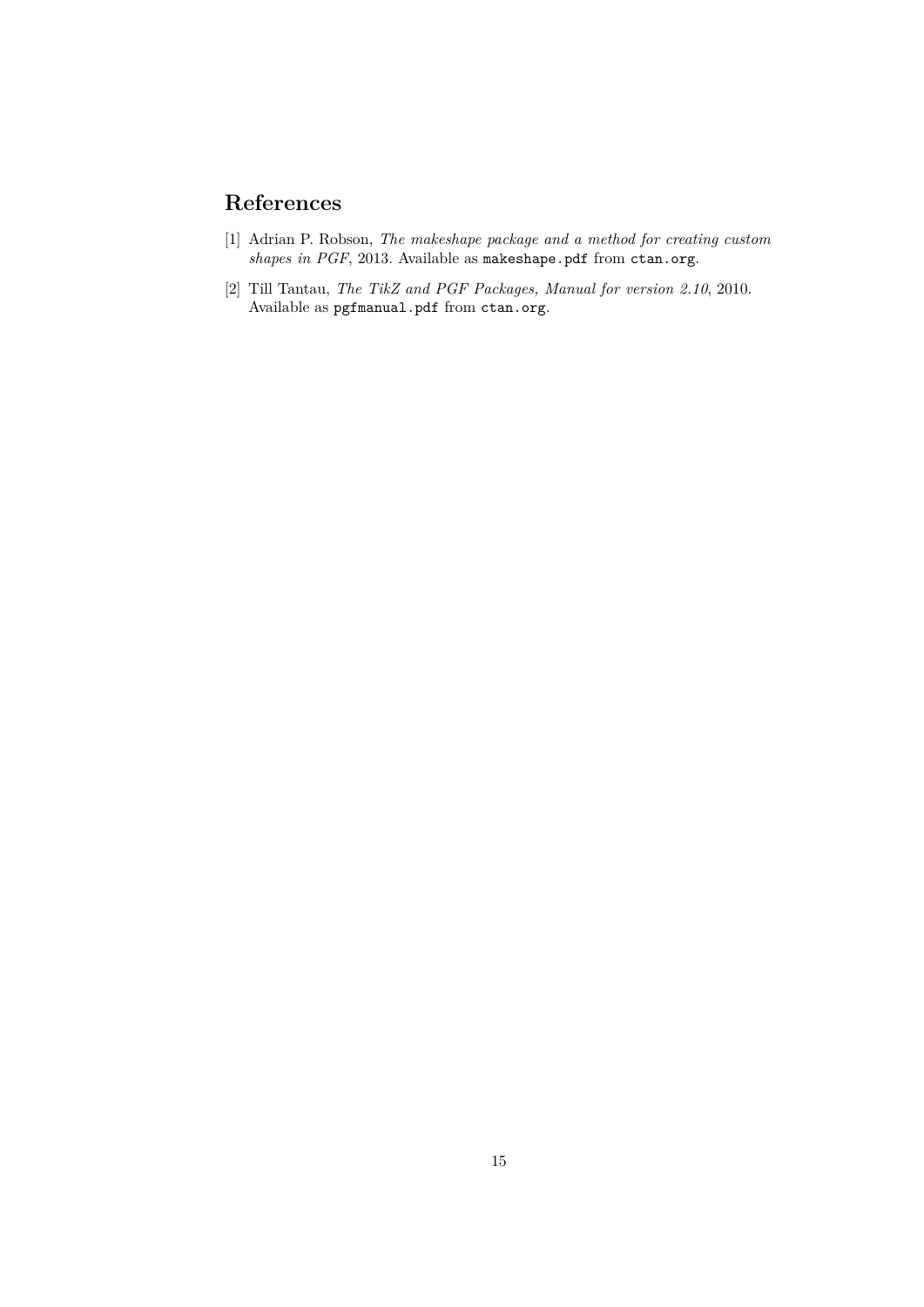## References

[1] Adrian P. Robson, *The makeshape package and a method for creating custom shapes in PGF*, 2013. Available as `makeshape.pdf` from `ctan.org`.

[2] Till Tantau, *The TikZ and PGF Packages, Manual for version 2.10*, 2010. Available as `pgfmanual.pdf` from `ctan.org`.